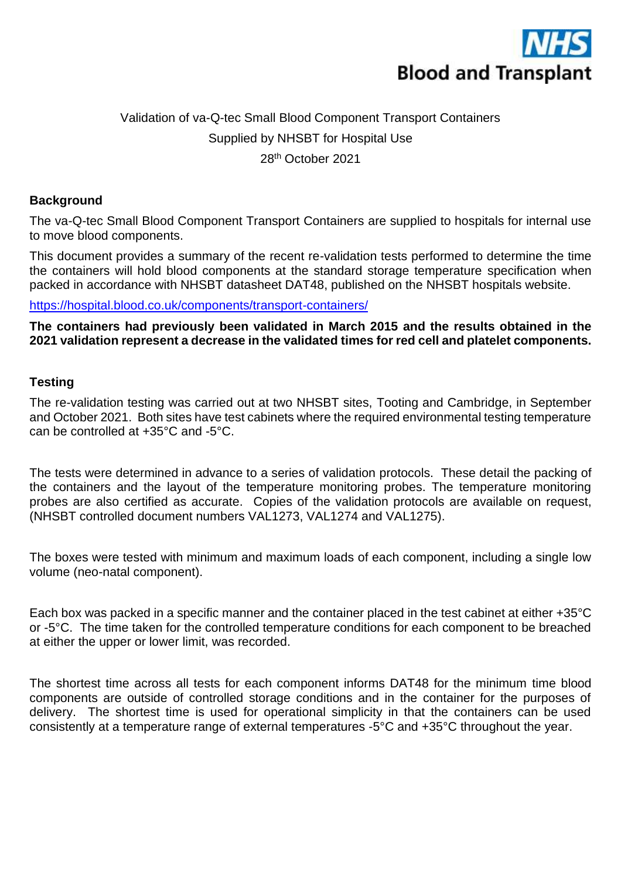NHS Blood and Transplant

Validation of va-Q-tec Small Blood Component Transport Containers
Supplied by NHSBT for Hospital Use
28th October 2021

## Background

The va-Q-tec Small Blood Component Transport Containers are supplied to hospitals for internal use to move blood components.

This document provides a summary of the recent re-validation tests performed to determine the time the containers will hold blood components at the standard storage temperature specification when packed in accordance with NHSBT datasheet DAT48, published on the NHSBT hospitals website.

https://hospital.blood.co.uk/components/transport-containers/

**The containers had previously been validated in March 2015 and the results obtained in the 2021 validation represent a decrease in the validated times for red cell and platelet components.**

## Testing

The re-validation testing was carried out at two NHSBT sites, Tooting and Cambridge, in September and October 2021. Both sites have test cabinets where the required environmental testing temperature can be controlled at +35°C and -5°C.

The tests were determined in advance to a series of validation protocols. These detail the packing of the containers and the layout of the temperature monitoring probes. The temperature monitoring probes are also certified as accurate. Copies of the validation protocols are available on request, (NHSBT controlled document numbers VAL1273, VAL1274 and VAL1275).

The boxes were tested with minimum and maximum loads of each component, including a single low volume (neo-natal component).

Each box was packed in a specific manner and the container placed in the test cabinet at either +35°C or -5°C. The time taken for the controlled temperature conditions for each component to be breached at either the upper or lower limit, was recorded.

The shortest time across all tests for each component informs DAT48 for the minimum time blood components are outside of controlled storage conditions and in the container for the purposes of delivery. The shortest time is used for operational simplicity in that the containers can be used consistently at a temperature range of external temperatures -5°C and +35°C throughout the year.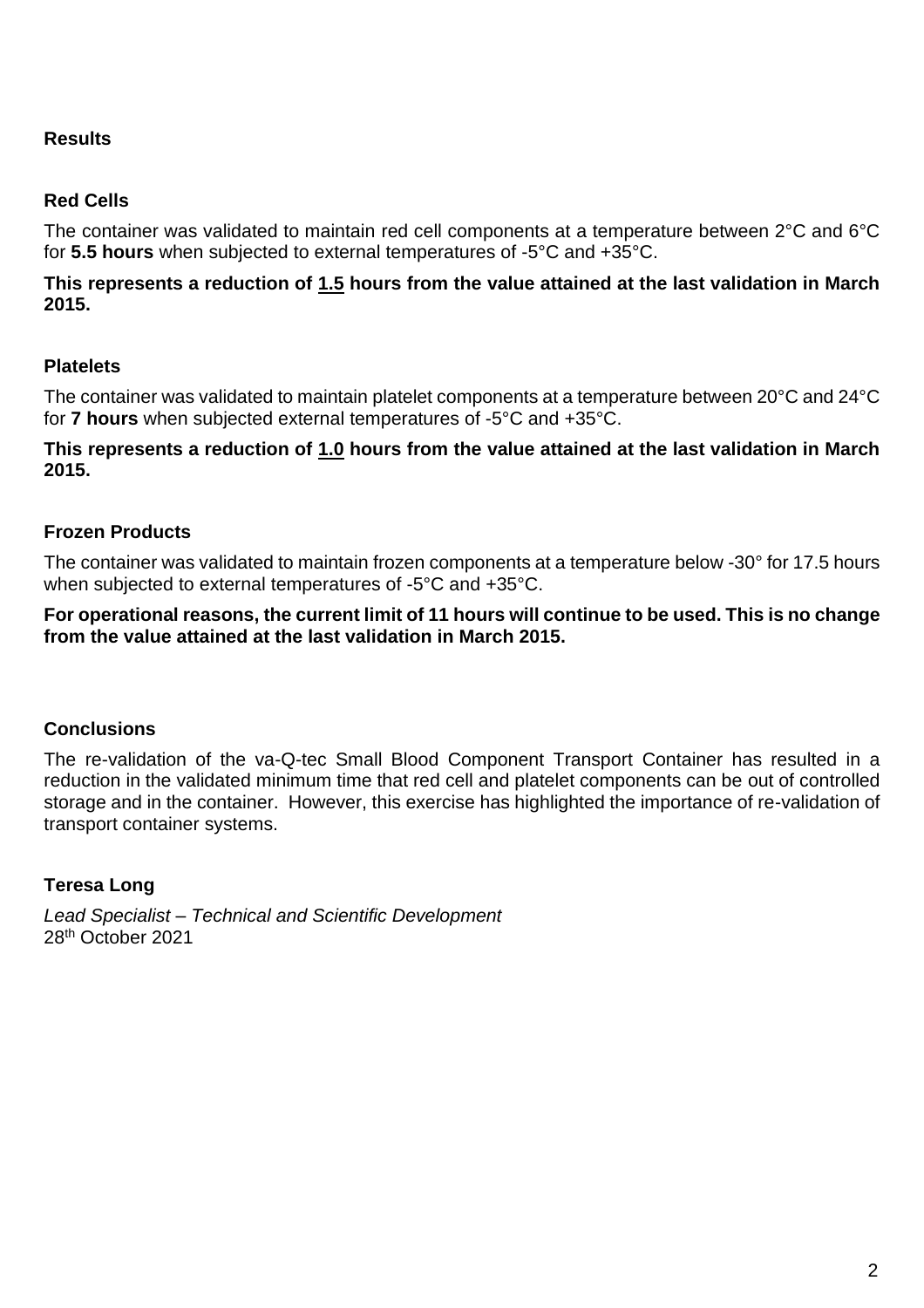## Results

### Red Cells

The container was validated to maintain red cell components at a temperature between 2°C and 6°C for **5.5 hours** when subjected to external temperatures of -5°C and +35°C.

**This represents a reduction of 1.5 hours from the value attained at the last validation in March 2015.**

### Platelets

The container was validated to maintain platelet components at a temperature between 20°C and 24°C for **7 hours** when subjected external temperatures of -5°C and +35°C.

**This represents a reduction of 1.0 hours from the value attained at the last validation in March 2015.**

### Frozen Products

The container was validated to maintain frozen components at a temperature below -30° for 17.5 hours when subjected to external temperatures of -5°C and +35°C.

**For operational reasons, the current limit of 11 hours will continue to be used. This is no change from the value attained at the last validation in March 2015.**

## Conclusions

The re-validation of the va-Q-tec Small Blood Component Transport Container has resulted in a reduction in the validated minimum time that red cell and platelet components can be out of controlled storage and in the container. However, this exercise has highlighted the importance of re-validation of transport container systems.

**Teresa Long**

*Lead Specialist – Technical and Scientific Development*
28th October 2021